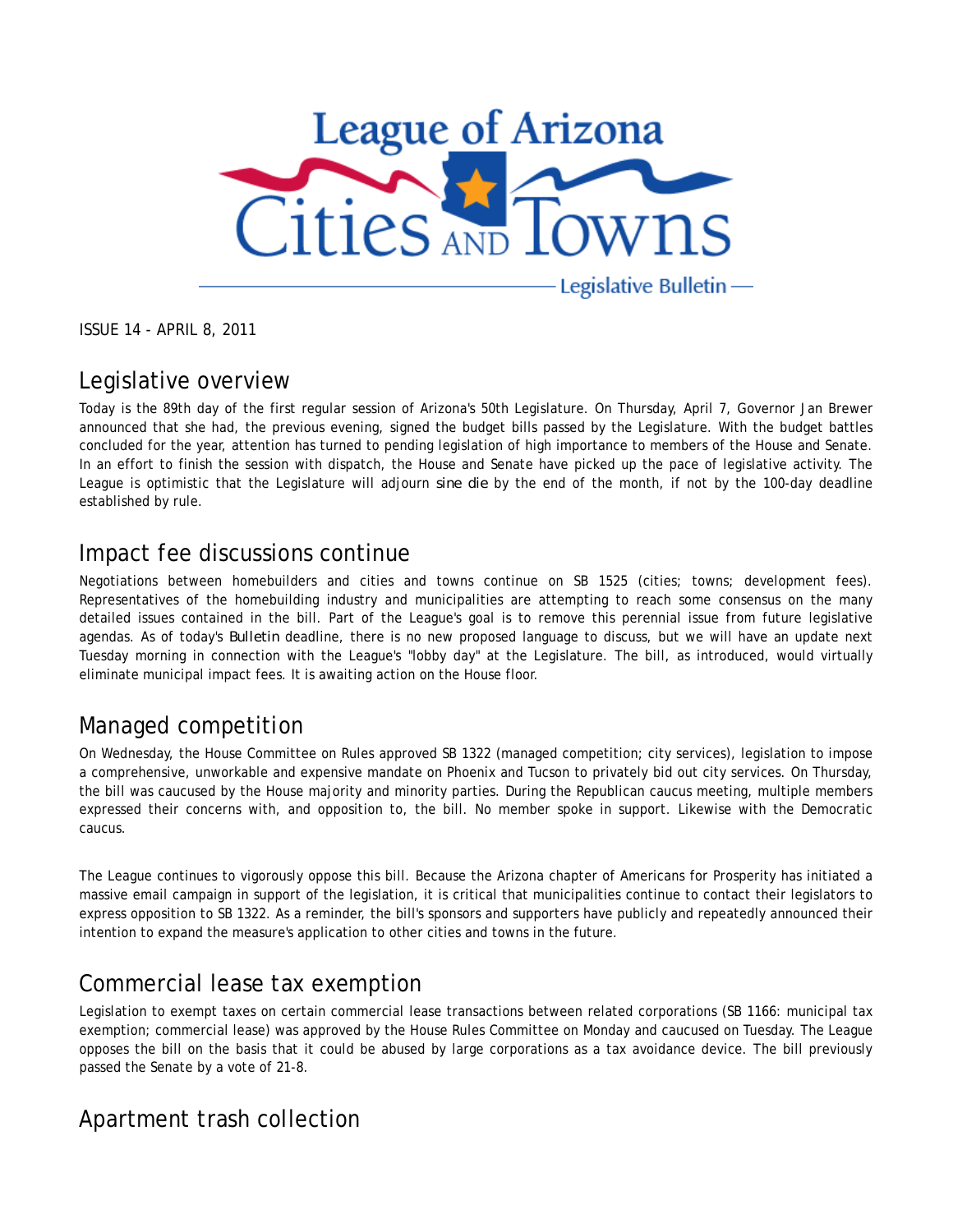# League of Arizona Cities and Towns

Legislative Bulletin

ISSUE 14 - APRIL 8, 2011

## Legislative overview

Today is the 89th day of the first regular session of Arizona's 50th Legislature. On Thursday, April 7, Governor Jan Brewer announced that she had, the previous evening, signed the budget bills passed by the Legislature. With the budget battles concluded for the year, attention has turned to pending legislation of high importance to members of the House and Senate. In an effort to finish the session with dispatch, the House and Senate have picked up the pace of legislative activity. The League is optimistic that the Legislature will adjourn *sine die* by the end of the month, if not by the 100-day deadline established by rule.

## Impact fee discussions continue

Negotiations between homebuilders and cities and towns continue on SB 1525 (cities; towns; development fees). Representatives of the homebuilding industry and municipalities are attempting to reach some consensus on the many detailed issues contained in the bill. Part of the League's goal is to remove this perennial issue from future legislative agendas. As of today's *Bulletin* deadline, there is no new proposed language to discuss, but we will have an update next Tuesday morning in connection with the League's "lobby day" at the Legislature. The bill, as introduced, would virtually eliminate municipal impact fees. It is awaiting action on the House floor.

## Managed competition

On Wednesday, the House Committee on Rules approved SB 1322 (managed competition; city services), legislation to impose a comprehensive, unworkable and expensive mandate on Phoenix and Tucson to privately bid out city services. On Thursday, the bill was caucused by the House majority and minority parties. During the Republican caucus meeting, multiple members expressed their concerns with, and opposition to, the bill. No member spoke in support. Likewise with the Democratic caucus.

The League continues to vigorously oppose this bill. Because the Arizona chapter of Americans for Prosperity has initiated a massive email campaign in support of the legislation, it is critical that municipalities continue to contact their legislators to express opposition to SB 1322. As a reminder, the bill's sponsors and supporters have publicly and repeatedly announced their intention to expand the measure's application to other cities and towns in the future.

## Commercial lease tax exemption

Legislation to exempt taxes on certain commercial lease transactions between related corporations (SB 1166: municipal tax exemption; commercial lease) was approved by the House Rules Committee on Monday and caucused on Tuesday. The League opposes the bill on the basis that it could be abused by large corporations as a tax avoidance device. The bill previously passed the Senate by a vote of 21-8.

## Apartment trash collection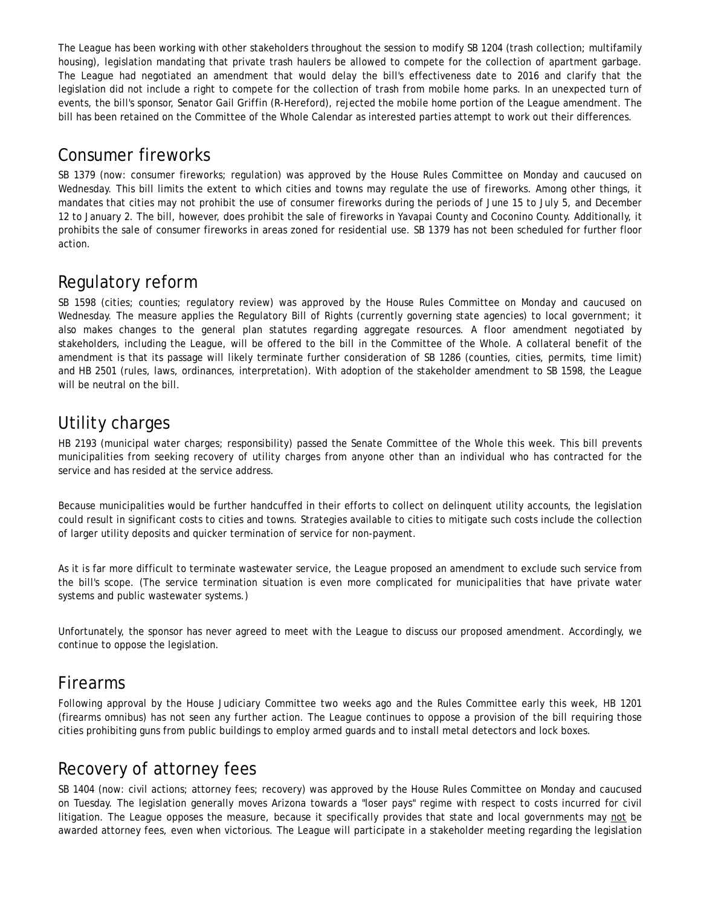The League has been working with other stakeholders throughout the session to modify SB 1204 (trash collection; multifamily housing), legislation mandating that private trash haulers be allowed to compete for the collection of apartment garbage. The League had negotiated an amendment that would delay the bill's effectiveness date to 2016 and clarify that the legislation did not include a right to compete for the collection of trash from mobile home parks. In an unexpected turn of events, the bill's sponsor, Senator Gail Griffin (R-Hereford), rejected the mobile home portion of the League amendment. The bill has been retained on the Committee of the Whole Calendar as interested parties attempt to work out their differences.

## Consumer fireworks

SB 1379 (now: consumer fireworks; regulation) was approved by the House Rules Committee on Monday and caucused on Wednesday. This bill limits the extent to which cities and towns may regulate the use of fireworks. Among other things, it mandates that cities may not prohibit the use of consumer fireworks during the periods of June 15 to July 5, and December 12 to January 2. The bill, however, does prohibit the sale of fireworks in Yavapai County and Coconino County. Additionally, it prohibits the sale of consumer fireworks in areas zoned for residential use. SB 1379 has not been scheduled for further floor action.

## Regulatory reform

SB 1598 (cities; counties; regulatory review) was approved by the House Rules Committee on Monday and caucused on Wednesday. The measure applies the Regulatory Bill of Rights (currently governing state agencies) to local government; it also makes changes to the general plan statutes regarding aggregate resources. A floor amendment negotiated by stakeholders, including the League, will be offered to the bill in the Committee of the Whole. A collateral benefit of the amendment is that its passage will likely terminate further consideration of SB 1286 (counties, cities, permits, time limit) and HB 2501 (rules, laws, ordinances, interpretation). With adoption of the stakeholder amendment to SB 1598, the League will be neutral on the bill.

## Utility charges

HB 2193 (municipal water charges; responsibility) passed the Senate Committee of the Whole this week. This bill prevents municipalities from seeking recovery of utility charges from anyone other than an individual who has contracted for the service and has resided at the service address.

Because municipalities would be further handcuffed in their efforts to collect on delinquent utility accounts, the legislation could result in significant costs to cities and towns. Strategies available to cities to mitigate such costs include the collection of larger utility deposits and quicker termination of service for non-payment.

As it is far more difficult to terminate wastewater service, the League proposed an amendment to exclude such service from the bill's scope. (The service termination situation is even more complicated for municipalities that have private water systems and public wastewater systems.)

Unfortunately, the sponsor has never agreed to meet with the League to discuss our proposed amendment. Accordingly, we continue to oppose the legislation.

## Firearms

Following approval by the House Judiciary Committee two weeks ago and the Rules Committee early this week, HB 1201 (firearms omnibus) has not seen any further action. The League continues to oppose a provision of the bill requiring those cities prohibiting guns from public buildings to employ armed guards and to install metal detectors and lock boxes.

## Recovery of attorney fees

SB 1404 (now: civil actions; attorney fees; recovery) was approved by the House Rules Committee on Monday and caucused on Tuesday. The legislation generally moves Arizona towards a "loser pays" regime with respect to costs incurred for civil litigation. The League opposes the measure, because it specifically provides that state and local governments may not be awarded attorney fees, even when victorious. The League will participate in a stakeholder meeting regarding the legislation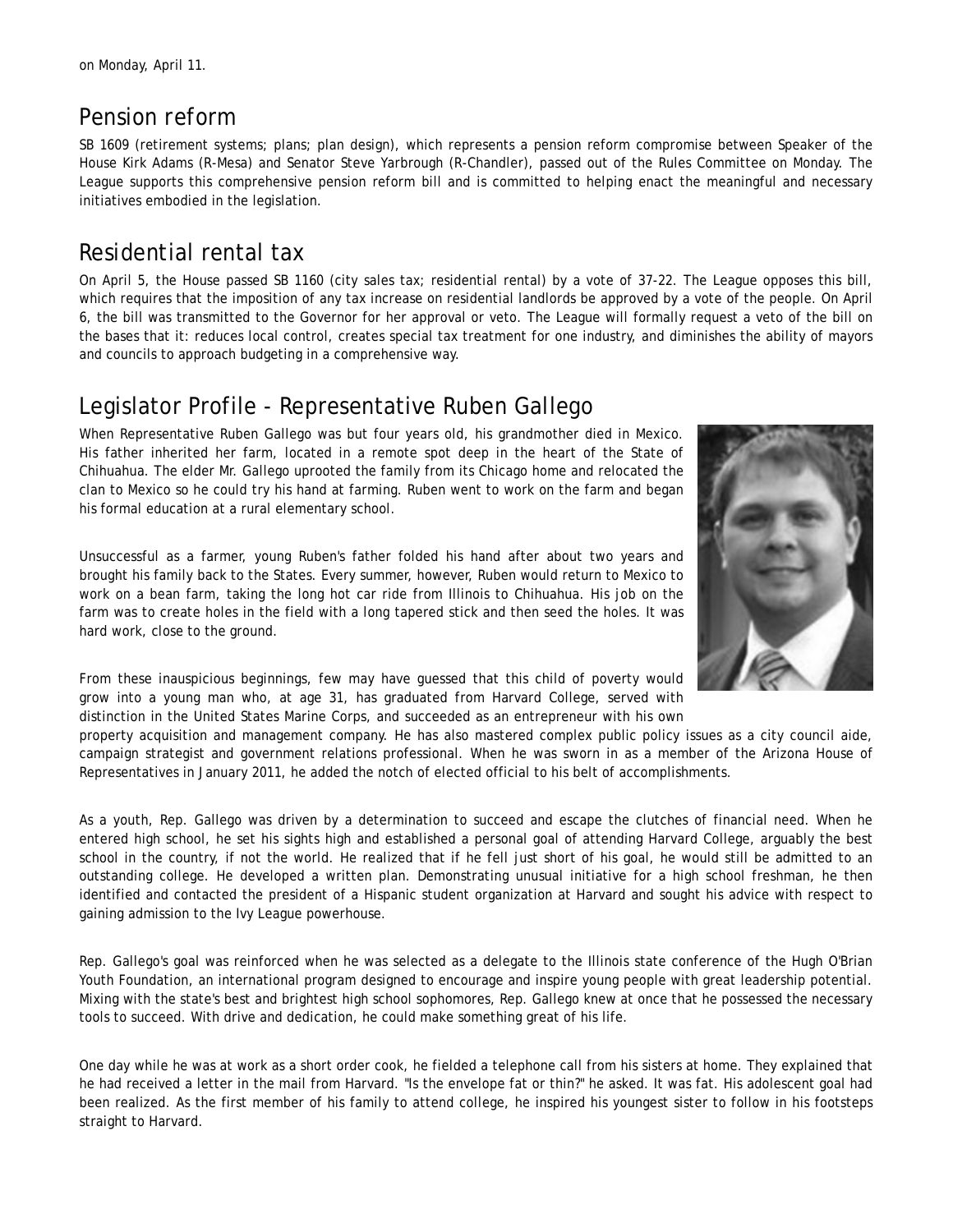on Monday, April 11.

## Pension reform

SB 1609 (retirement systems; plans; plan design), which represents a pension reform compromise between Speaker of the House Kirk Adams (R-Mesa) and Senator Steve Yarbrough (R-Chandler), passed out of the Rules Committee on Monday. The League supports this comprehensive pension reform bill and is committed to helping enact the meaningful and necessary initiatives embodied in the legislation.

## Residential rental tax

On April 5, the House passed SB 1160 (city sales tax; residential rental) by a vote of 37-22. The League opposes this bill, which requires that the imposition of any tax increase on residential landlords be approved by a vote of the people. On April 6, the bill was transmitted to the Governor for her approval or veto. The League will formally request a veto of the bill on the bases that it: reduces local control, creates special tax treatment for one industry, and diminishes the ability of mayors and councils to approach budgeting in a comprehensive way.

## Legislator Profile - Representative Ruben Gallego

When Representative Ruben Gallego was but four years old, his grandmother died in Mexico. His father inherited her farm, located in a remote spot deep in the heart of the State of Chihuahua. The elder Mr. Gallego uprooted the family from its Chicago home and relocated the clan to Mexico so he could try his hand at farming. Ruben went to work on the farm and began his formal education at a rural elementary school.

Unsuccessful as a farmer, young Ruben's father folded his hand after about two years and brought his family back to the States. Every summer, however, Ruben would return to Mexico to work on a bean farm, taking the long hot car ride from Illinois to Chihuahua. His job on the farm was to create holes in the field with a long tapered stick and then seed the holes. It was hard work, close to the ground.

From these inauspicious beginnings, few may have guessed that this child of poverty would grow into a young man who, at age 31, has graduated from Harvard College, served with distinction in the United States Marine Corps, and succeeded as an entrepreneur with his own property acquisition and management company. He has also mastered complex public policy issues as a city council aide, campaign strategist and government relations professional. When he was sworn in as a member of the Arizona House of Representatives in January 2011, he added the notch of elected official to his belt of accomplishments.

As a youth, Rep. Gallego was driven by a determination to succeed and escape the clutches of financial need. When he entered high school, he set his sights high and established a personal goal of attending Harvard College, arguably the best school in the country, if not the world. He realized that if he fell just short of his goal, he would still be admitted to an outstanding college. He developed a written plan. Demonstrating unusual initiative for a high school freshman, he then identified and contacted the president of a Hispanic student organization at Harvard and sought his advice with respect to gaining admission to the Ivy League powerhouse.

Rep. Gallego's goal was reinforced when he was selected as a delegate to the Illinois state conference of the Hugh O'Brian Youth Foundation, an international program designed to encourage and inspire young people with great leadership potential. Mixing with the state's best and brightest high school sophomores, Rep. Gallego knew at once that he possessed the necessary tools to succeed. With drive and dedication, he could make something great of his life.

One day while he was at work as a short order cook, he fielded a telephone call from his sisters at home. They explained that he had received a letter in the mail from Harvard. "Is the envelope fat or thin?" he asked. It was fat. His adolescent goal had been realized. As the first member of his family to attend college, he inspired his youngest sister to follow in his footsteps straight to Harvard.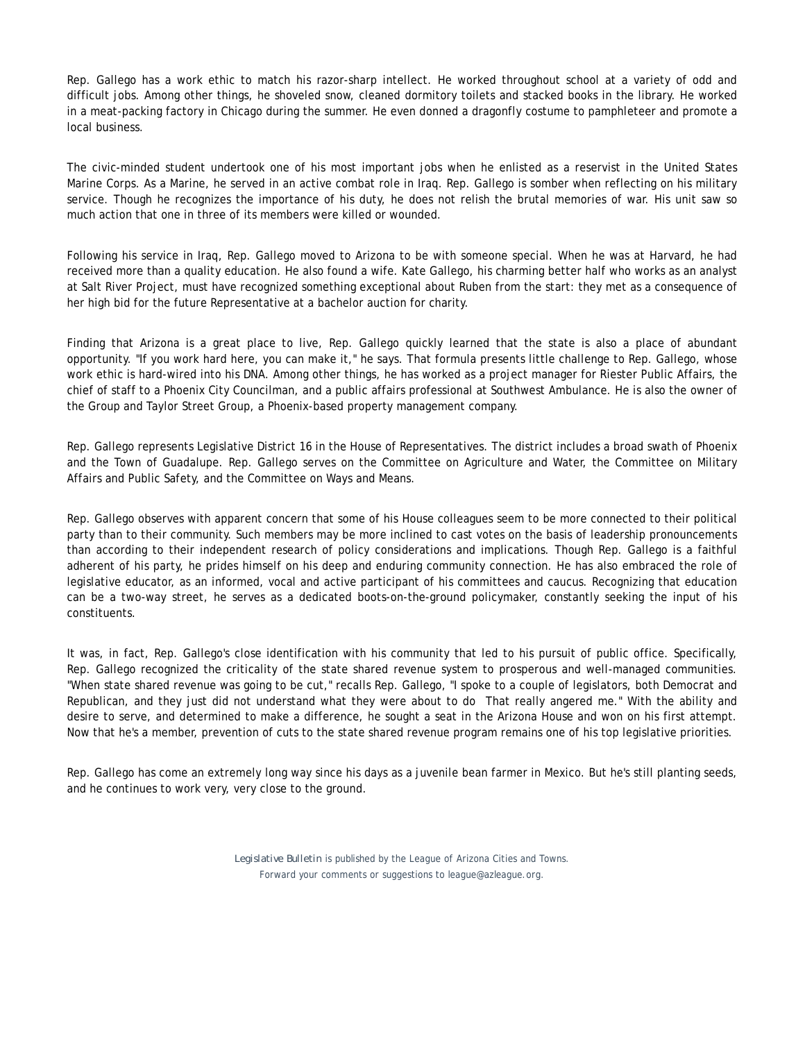Rep. Gallego has a work ethic to match his razor-sharp intellect. He worked throughout school at a variety of odd and difficult jobs. Among other things, he shoveled snow, cleaned dormitory toilets and stacked books in the library. He worked in a meat-packing factory in Chicago during the summer. He even donned a dragonfly costume to pamphleteer and promote a local business.

The civic-minded student undertook one of his most important jobs when he enlisted as a reservist in the United States Marine Corps. As a Marine, he served in an active combat role in Iraq. Rep. Gallego is somber when reflecting on his military service. Though he recognizes the importance of his duty, he does not relish the brutal memories of war. His unit saw so much action that one in three of its members were killed or wounded.

Following his service in Iraq, Rep. Gallego moved to Arizona to be with someone special. When he was at Harvard, he had received more than a quality education. He also found a wife. Kate Gallego, his charming better half who works as an analyst at Salt River Project, must have recognized something exceptional about Ruben from the start: they met as a consequence of her high bid for the future Representative at a bachelor auction for charity.

Finding that Arizona is a great place to live, Rep. Gallego quickly learned that the state is also a place of abundant opportunity. "If you work hard here, you can make it," he says. That formula presents little challenge to Rep. Gallego, whose work ethic is hard-wired into his DNA. Among other things, he has worked as a project manager for Riester Public Affairs, the chief of staff to a Phoenix City Councilman, and a public affairs professional at Southwest Ambulance. He is also the owner of the Group and Taylor Street Group, a Phoenix-based property management company.

Rep. Gallego represents Legislative District 16 in the House of Representatives. The district includes a broad swath of Phoenix and the Town of Guadalupe. Rep. Gallego serves on the Committee on Agriculture and Water, the Committee on Military Affairs and Public Safety, and the Committee on Ways and Means.

Rep. Gallego observes with apparent concern that some of his House colleagues seem to be more connected to their political party than to their community. Such members may be more inclined to cast votes on the basis of leadership pronouncements than according to their independent research of policy considerations and implications. Though Rep. Gallego is a faithful adherent of his party, he prides himself on his deep and enduring community connection. He has also embraced the role of legislative educator, as an informed, vocal and active participant of his committees and caucus. Recognizing that education can be a two-way street, he serves as a dedicated boots-on-the-ground policymaker, constantly seeking the input of his constituents.

It was, in fact, Rep. Gallego's close identification with his community that led to his pursuit of public office. Specifically, Rep. Gallego recognized the criticality of the state shared revenue system to prosperous and well-managed communities. "When state shared revenue was going to be cut," recalls Rep. Gallego, "I spoke to a couple of legislators, both Democrat and Republican, and they just did not understand what they were about to do  That really angered me." With the ability and desire to serve, and determined to make a difference, he sought a seat in the Arizona House and won on his first attempt. Now that he's a member, prevention of cuts to the state shared revenue program remains one of his top legislative priorities.

Rep. Gallego has come an extremely long way since his days as a juvenile bean farmer in Mexico. But he's still planting seeds, and he continues to work very, very close to the ground.

*Legislative Bulletin* is published by the League of Arizona Cities and Towns.
Forward your comments or suggestions to league@azleague.org.